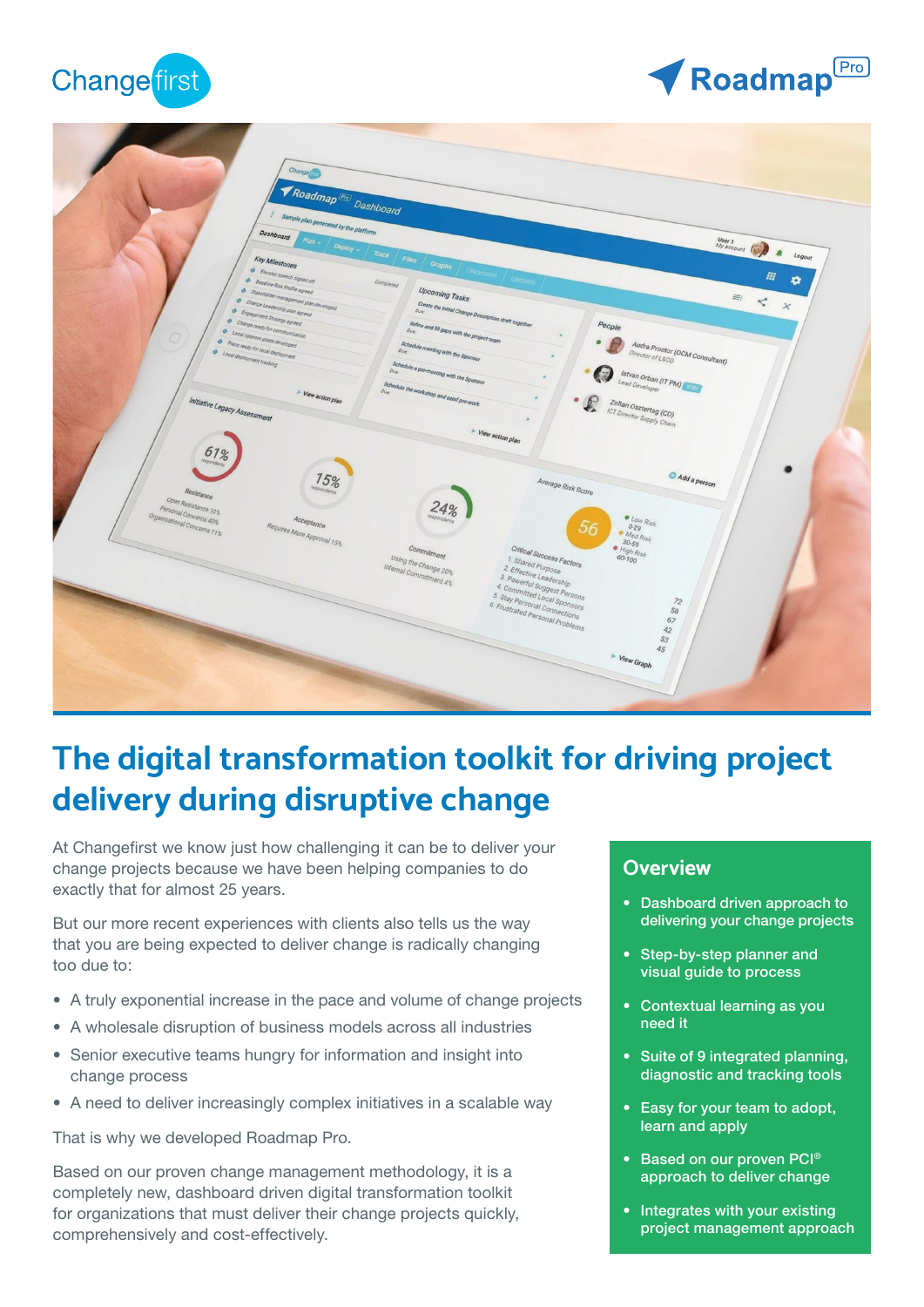Changefirst

Roadmap Pro

# The digital transformation toolkit for driving project delivery during disruptive change

At Changefirst we know just how challenging it can be to deliver your change projects because we have been helping companies to do exactly that for almost 25 years.

But our more recent experiences with clients also tells us the way that you are being expected to deliver change is radically changing too due to:

- A truly exponential increase in the pace and volume of change projects
- A wholesale disruption of business models across all industries
- Senior executive teams hungry for information and insight into change process
- A need to deliver increasingly complex initiatives in a scalable way

That is why we developed Roadmap Pro.

Based on our proven change management methodology, it is a completely new, dashboard driven digital transformation toolkit for organizations that must deliver their change projects quickly, comprehensively and cost-effectively.

## Overview

- Dashboard driven approach to delivering your change projects
- Step-by-step and visual guide to process
- Contextual learning as you need it
- Suite of 9 integrated planning, diagnostic and tracking tools
- Easy for your team to adopt, learn and apply
- Based on our proven PCI® approach to deliver change
- Integrates with your existing project management approach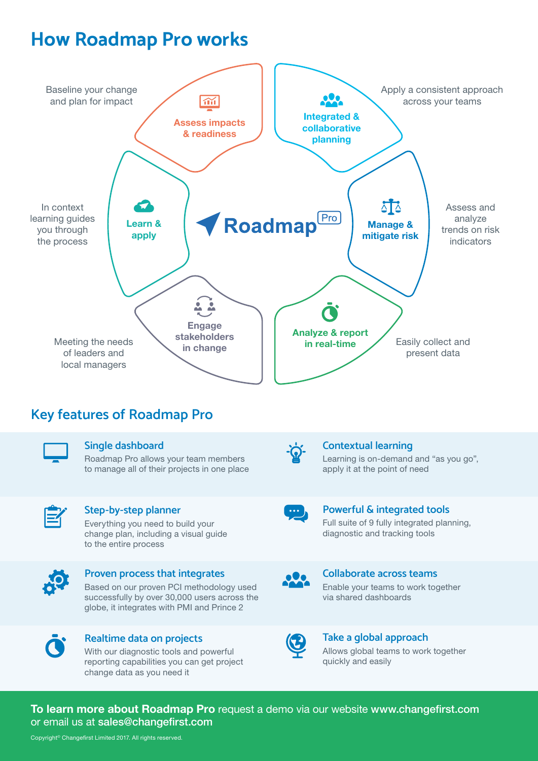# How Roadmap Pro works

Roadmap Pro

**Assess impacts & readiness**

Baseline your change and plan for impact

**Integrated & collaborative planning**

Apply a consistent approach across your teams

**Manage & mitigate risk**

Assess and analyze trends on risk indicators

**Analyze & report in real-time**

Easily collect and present data

**Engage stakeholders in change**

Meeting the needs of leaders and local managers

**Learn & apply**

In context learning guides you through the process

## Key features of Roadmap Pro

### Single dashboard

Roadmap Pro allows your team members to manage all of their projects in one place

### Contextual learning

Learning is on-demand and "as you go", apply it at the point of need

### Step-by-step planner

Everything you need to build your change plan, including a visual guide to the entire process

### Powerful & integrated tools

Full suite of 9 fully integrated planning, diagnostic and tracking tools

### Proven process that integrates

Based on our proven PCI methodology used successfully by over 30,000 users across the globe, it integrates with PMI and Prince 2

### Collaborate across teams

Enable your teams to work together via shared dashboards

### Realtime data on projects

With our diagnostic tools and powerful reporting capabilities you can get project change data as you need it

### Take a global approach

Allows global teams to work together quickly and easily

**To learn more about Roadmap Pro** request a demo via our website **www.changefirst.com** or email us at **sales@changefirst.com**

Copyright© Changefirst Limited 2017. All rights reserved.